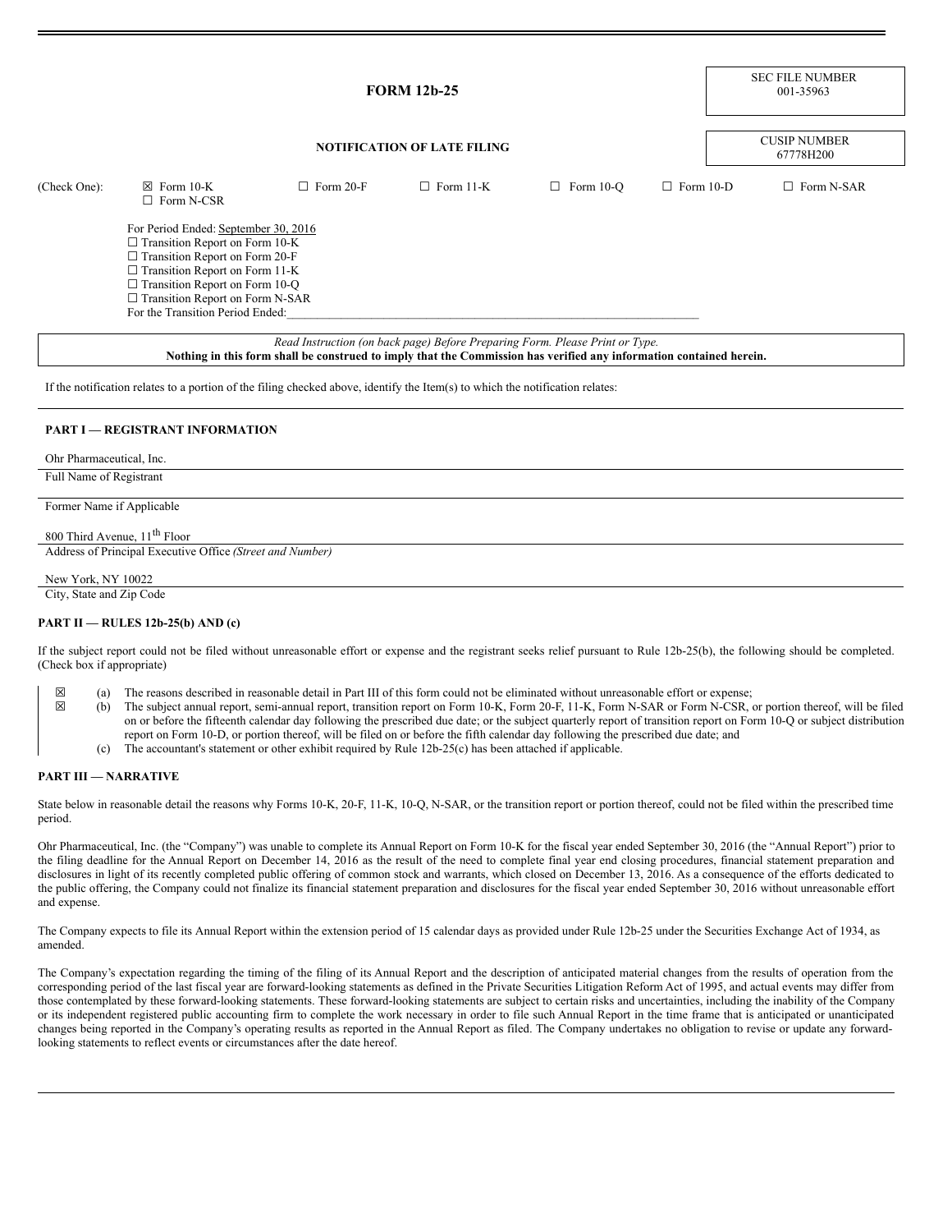SEC FILE NUMBER
001-35963

# FORM 12b-25

CUSIP NUMBER
67778H200

## NOTIFICATION OF LATE FILING

(Check One): ☒ Form 10-K ☐ Form N-CSR ☐ Form 20-F ☐ Form 11-K ☐ Form 10-Q ☐ Form 10-D ☐ Form N-SAR

For Period Ended: September 30, 2016
☐ Transition Report on Form 10-K
☐ Transition Report on Form 20-F
☐ Transition Report on Form 11-K
☐ Transition Report on Form 10-Q
☐ Transition Report on Form N-SAR
For the Transition Period Ended:\_\_\_\_\_\_\_\_\_\_\_\_\_\_\_\_\_\_\_\_\_\_\_\_\_\_\_\_\_\_\_\_\_\_\_\_

*Read Instruction (on back page) Before Preparing Form. Please Print or Type.*
**Nothing in this form shall be construed to imply that the Commission has verified any information contained herein.**

If the notification relates to a portion of the filing checked above, identify the Item(s) to which the notification relates:

### PART I — REGISTRANT INFORMATION

Ohr Pharmaceutical, Inc.
Full Name of Registrant

Former Name if Applicable

800 Third Avenue, 11th Floor
Address of Principal Executive Office *(Street and Number)*

New York, NY 10022
City, State and Zip Code

### PART II — RULES 12b-25(b) AND (c)

If the subject report could not be filed without unreasonable effort or expense and the registrant seeks relief pursuant to Rule 12b-25(b), the following should be completed. (Check box if appropriate)

☒ (a) The reasons described in reasonable detail in Part III of this form could not be eliminated without unreasonable effort or expense;

☒ (b) The subject annual report, semi-annual report, transition report on Form 10-K, Form 20-F, 11-K, Form N-SAR or Form N-CSR, or portion thereof, will be filed on or before the fifteenth calendar day following the prescribed due date; or the subject quarterly report of transition report on Form 10-Q or subject distribution report on Form 10-D, or portion thereof, will be filed on or before the fifth calendar day following the prescribed due date; and

(c) The accountant's statement or other exhibit required by Rule 12b-25(c) has been attached if applicable.

### PART III — NARRATIVE

State below in reasonable detail the reasons why Forms 10-K, 20-F, 11-K, 10-Q, N-SAR, or the transition report or portion thereof, could not be filed within the prescribed time period.

Ohr Pharmaceutical, Inc. (the "Company") was unable to complete its Annual Report on Form 10-K for the fiscal year ended September 30, 2016 (the "Annual Report") prior to the filing deadline for the Annual Report on December 14, 2016 as the result of the need to complete final year end closing procedures, financial statement preparation and disclosures in light of its recently completed public offering of common stock and warrants, which closed on December 13, 2016. As a consequence of the efforts dedicated to the public offering, the Company could not finalize its financial statement preparation and disclosures for the fiscal year ended September 30, 2016 without unreasonable effort and expense.

The Company expects to file its Annual Report within the extension period of 15 calendar days as provided under Rule 12b-25 under the Securities Exchange Act of 1934, as amended.

The Company's expectation regarding the timing of the filing of its Annual Report and the description of anticipated material changes from the results of operation from the corresponding period of the last fiscal year are forward-looking statements as defined in the Private Securities Litigation Reform Act of 1995, and actual events may differ from those contemplated by these forward-looking statements. These forward-looking statements are subject to certain risks and uncertainties, including the inability of the Company or its independent registered public accounting firm to complete the work necessary in order to file such Annual Report in the time frame that is anticipated or unanticipated changes being reported in the Company's operating results as reported in the Annual Report as filed. The Company undertakes no obligation to revise or update any forward-looking statements to reflect events or circumstances after the date hereof.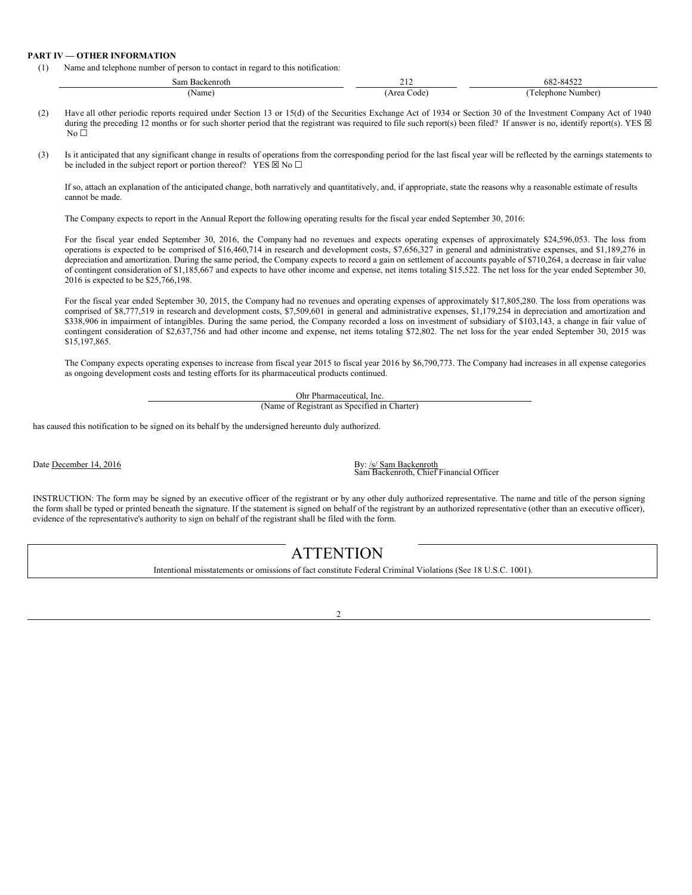**PART IV — OTHER INFORMATION**

(1) Name and telephone number of person to contact in regard to this notification:

| Sam Backenroth | 212 | 682-84522 |
|---|---|---|
| (Name) | (Area Code) | (Telephone Number) |

(2) Have all other periodic reports required under Section 13 or 15(d) of the Securities Exchange Act of 1934 or Section 30 of the Investment Company Act of 1940 during the preceding 12 months or for such shorter period that the registrant was required to file such report(s) been filed? If answer is no, identify report(s). YES ☒ No ☐

(3) Is it anticipated that any significant change in results of operations from the corresponding period for the last fiscal year will be reflected by the earnings statements to be included in the subject report or portion thereof? YES ☒ No ☐

If so, attach an explanation of the anticipated change, both narratively and quantitatively, and, if appropriate, state the reasons why a reasonable estimate of results cannot be made.

The Company expects to report in the Annual Report the following operating results for the fiscal year ended September 30, 2016:

For the fiscal year ended September 30, 2016, the Company had no revenues and expects operating expenses of approximately $24,596,053. The loss from operations is expected to be comprised of $16,460,714 in research and development costs, $7,656,327 in general and administrative expenses, and $1,189,276 in depreciation and amortization. During the same period, the Company expects to record a gain on settlement of accounts payable of $710,264, a decrease in fair value of contingent consideration of $1,185,667 and expects to have other income and expense, net items totaling $15,522. The net loss for the year ended September 30, 2016 is expected to be $25,766,198.

For the fiscal year ended September 30, 2015, the Company had no revenues and operating expenses of approximately $17,805,280. The loss from operations was comprised of $8,777,519 in research and development costs, $7,509,601 in general and administrative expenses, $1,179,254 in depreciation and amortization and $338,906 in impairment of intangibles. During the same period, the Company recorded a loss on investment of subsidiary of $103,143, a change in fair value of contingent consideration of $2,637,756 and had other income and expense, net items totaling $72,802. The net loss for the year ended September 30, 2015 was $15,197,865.

The Company expects operating expenses to increase from fiscal year 2015 to fiscal year 2016 by $6,790,773. The Company had increases in all expense categories as ongoing development costs and testing efforts for its pharmaceutical products continued.

Ohr Pharmaceutical, Inc.
(Name of Registrant as Specified in Charter)

has caused this notification to be signed on its behalf by the undersigned hereunto duly authorized.

Date December 14, 2016

By: /s/ Sam Backenroth
Sam Backenroth, Chief Financial Officer

INSTRUCTION: The form may be signed by an executive officer of the registrant or by any other duly authorized representative. The name and title of the person signing the form shall be typed or printed beneath the signature. If the statement is signed on behalf of the registrant by an authorized representative (other than an executive officer), evidence of the representative's authority to sign on behalf of the registrant shall be filed with the form.

## ATTENTION

Intentional misstatements or omissions of fact constitute Federal Criminal Violations (See 18 U.S.C. 1001).